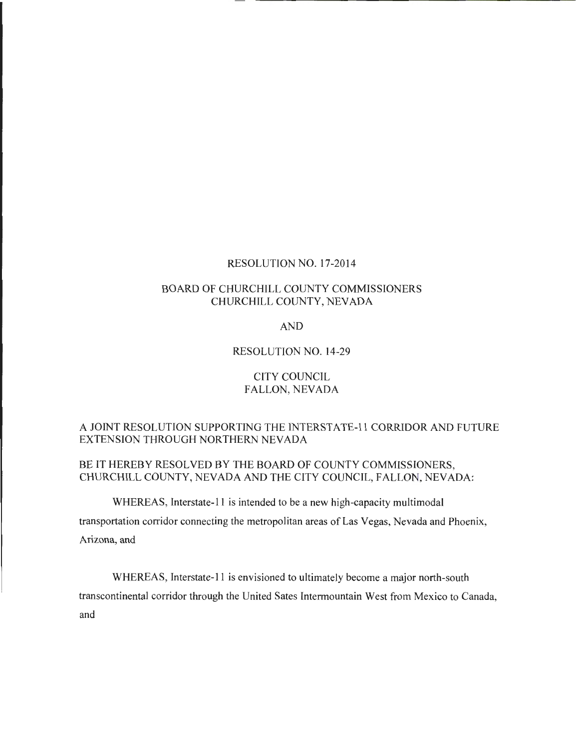RESOLUTION NO. 17-2014

BOARD OF CHURCHILL COUNTY COMMISSIONERS
CHURCHILL COUNTY, NEVADA

AND

RESOLUTION NO. 14-29

CITY COUNCIL
FALLON, NEVADA

A JOINT RESOLUTION SUPPORTING THE INTERSTATE-11 CORRIDOR AND FUTURE EXTENSION THROUGH NORTHERN NEVADA

BE IT HEREBY RESOLVED BY THE BOARD OF COUNTY COMMISSIONERS, CHURCHILL COUNTY, NEVADA AND THE CITY COUNCIL, FALLON, NEVADA:

WHEREAS, Interstate-11 is intended to be a new high-capacity multimodal transportation corridor connecting the metropolitan areas of Las Vegas, Nevada and Phoenix, Arizona, and

WHEREAS, Interstate-11 is envisioned to ultimately become a major north-south transcontinental corridor through the United Sates Intermountain West from Mexico to Canada, and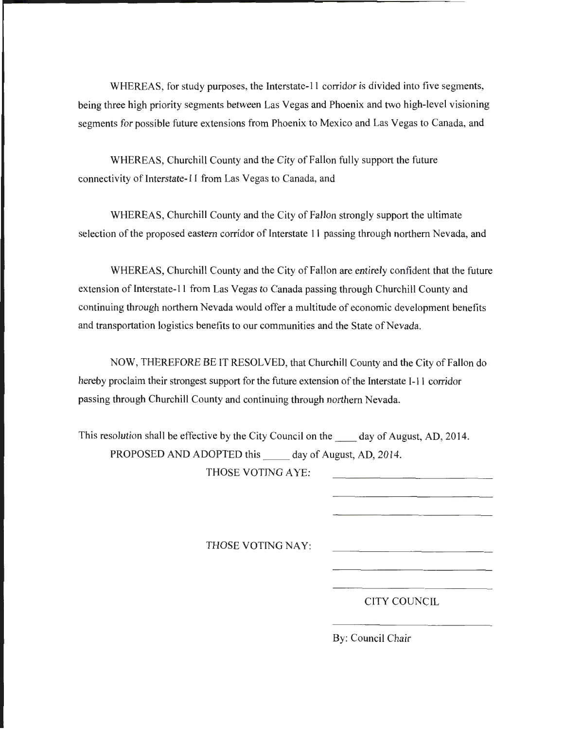WHEREAS, for study purposes, the Interstate-11 corridor is divided into five segments, being three high priority segments between Las Vegas and Phoenix and two high-level visioning segments for possible future extensions from Phoenix to Mexico and Las Vegas to Canada, and

WHEREAS, Churchill County and the City of Fallon fully support the future connectivity of Interstate-11 from Las Vegas to Canada, and

WHEREAS, Churchill County and the City of Fallon strongly support the ultimate selection of the proposed eastern corridor of Interstate 11 passing through northern Nevada, and

WHEREAS, Churchill County and the City of Fallon are entirely confident that the future extension of Interstate-11 from Las Vegas to Canada passing through Churchill County and continuing through northern Nevada would offer a multitude of economic development benefits and transportation logistics benefits to our communities and the State of Nevada.

NOW, THEREFORE BE IT RESOLVED, that Churchill County and the City of Fallon do hereby proclaim their strongest support for the future extension of the Interstate I-11 corridor passing through Churchill County and continuing through northern Nevada.

This resolution shall be effective by the City Council on the ____ day of August, AD, 2014.

PROPOSED AND ADOPTED this _____ day of August, AD, 2014.

THOSE VOTING AYE: ____________________________

____________________________

____________________________

THOSE VOTING NAY: ____________________________

____________________________

____________________________

CITY COUNCIL

____________________________

By: Council Chair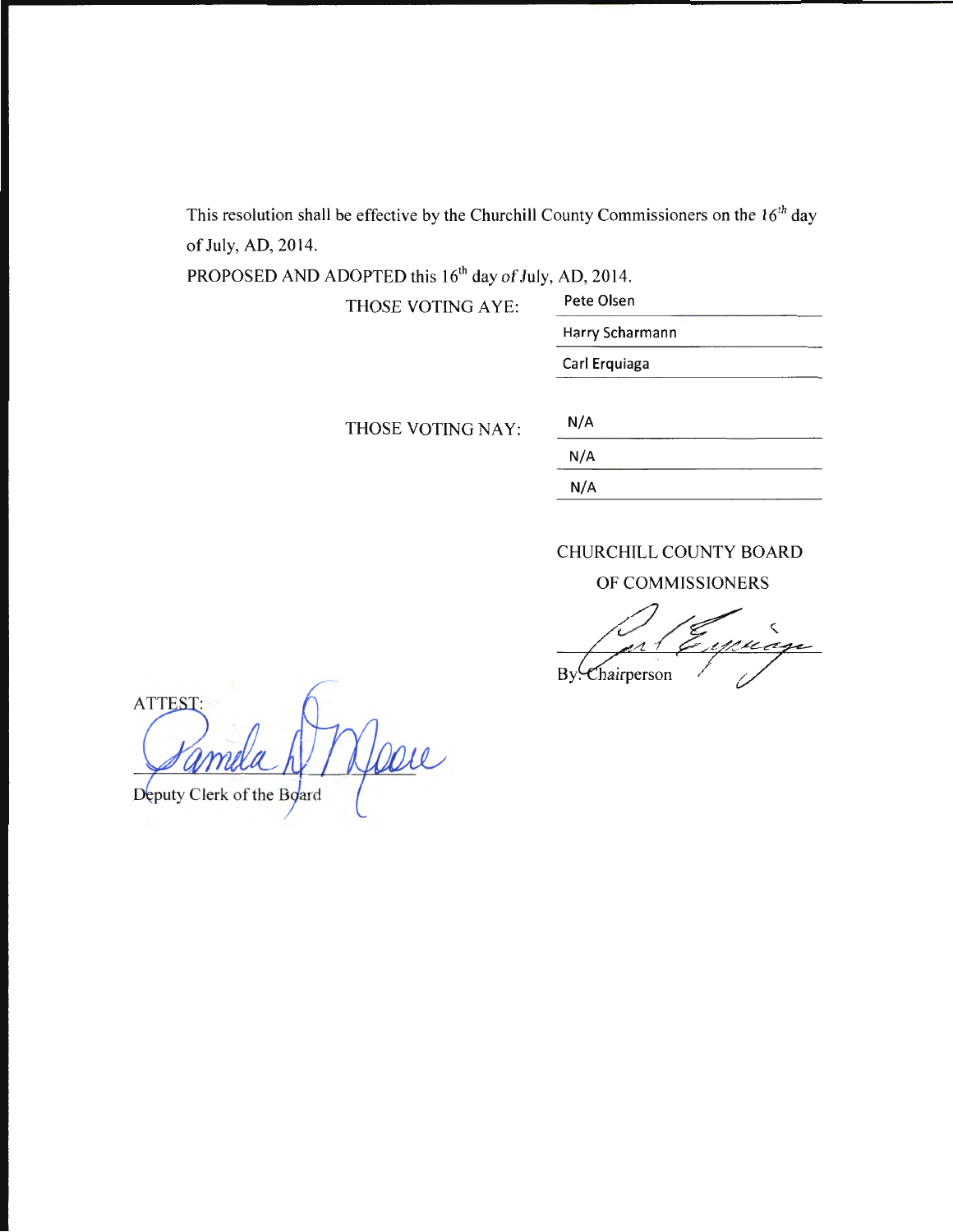This resolution shall be effective by the Churchill County Commissioners on the 16th day of July, AD, 2014.

PROPOSED AND ADOPTED this 16th day of July, AD, 2014.

THOSE VOTING AYE: Pete Olsen

Harry Scharmann

Carl Erquiaga

THOSE VOTING NAY: N/A

N/A

N/A

CHURCHILL COUNTY BOARD OF COMMISSIONERS

By: Chairperson

ATTEST:

Deputy Clerk of the Board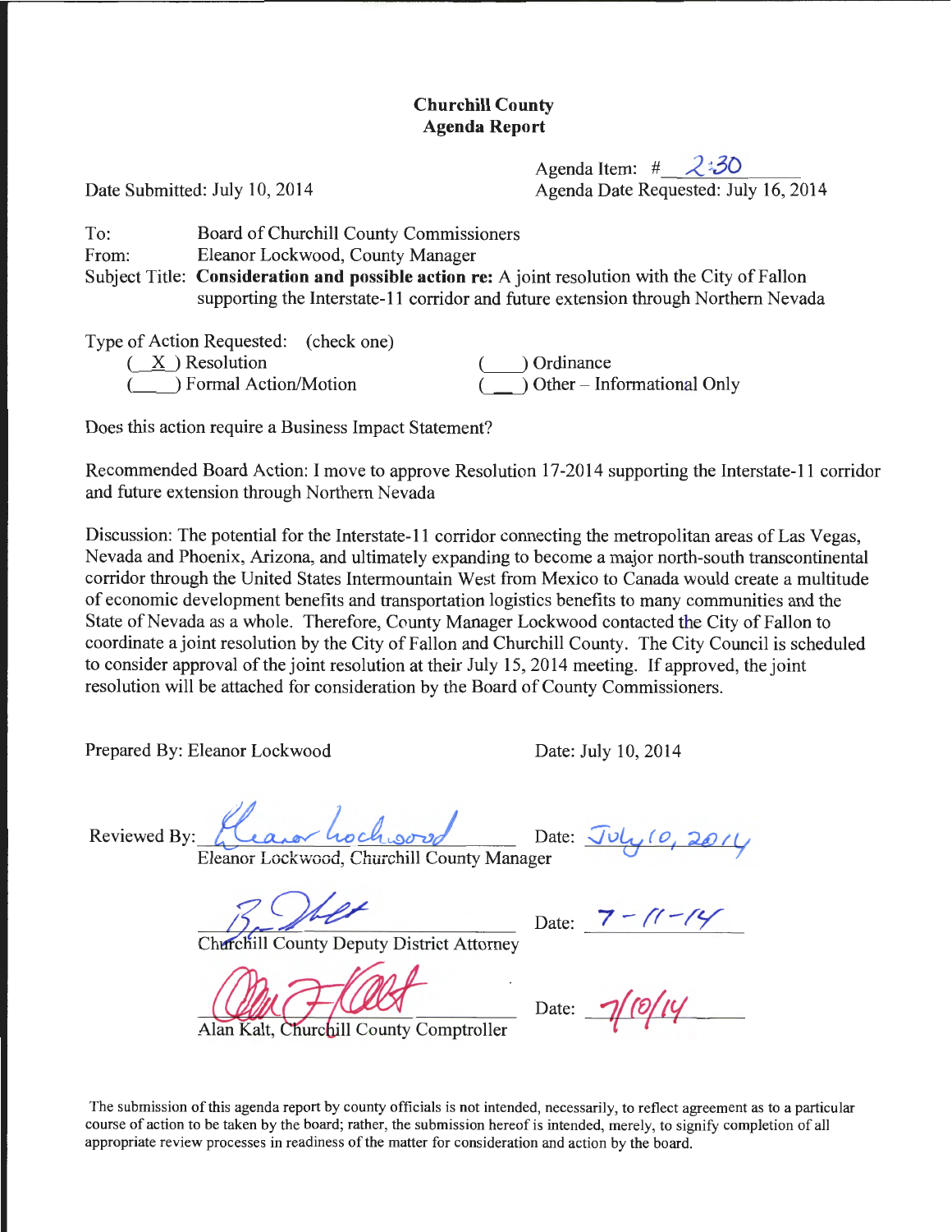# Churchill County
## Agenda Report

Date Submitted: July 10, 2014

Agenda Item: # 2:30
Agenda Date Requested: July 16, 2014

To: Board of Churchill County Commissioners
From: Eleanor Lockwood, County Manager
Subject Title: **Consideration and possible action re:** A joint resolution with the City of Fallon supporting the Interstate-11 corridor and future extension through Northern Nevada

Type of Action Requested: (check one)

( X ) Resolution
( ) Formal Action/Motion
( ) Ordinance
( ) Other – Informational Only

Does this action require a Business Impact Statement?

Recommended Board Action: I move to approve Resolution 17-2014 supporting the Interstate-11 corridor and future extension through Northern Nevada

Discussion: The potential for the Interstate-11 corridor connecting the metropolitan areas of Las Vegas, Nevada and Phoenix, Arizona, and ultimately expanding to become a major north-south transcontinental corridor through the United States Intermountain West from Mexico to Canada would create a multitude of economic development benefits and transportation logistics benefits to many communities and the State of Nevada as a whole. Therefore, County Manager Lockwood contacted the City of Fallon to coordinate a joint resolution by the City of Fallon and Churchill County. The City Council is scheduled to consider approval of the joint resolution at their July 15, 2014 meeting. If approved, the joint resolution will be attached for consideration by the Board of County Commissioners.

Prepared By: Eleanor Lockwood  Date: July 10, 2014

Reviewed By: *Eleanor Lockwood* Date: July 10, 2014
Eleanor Lockwood, Churchill County Manager

*[signature]* Date: 7-11-14
Churchill County Deputy District Attorney

*[signature]* Date: 7/10/14
Alan Kalt, Churchill County Comptroller

The submission of this agenda report by county officials is not intended, necessarily, to reflect agreement as to a particular course of action to be taken by the board; rather, the submission hereof is intended, merely, to signify completion of all appropriate review processes in readiness of the matter for consideration and action by the board.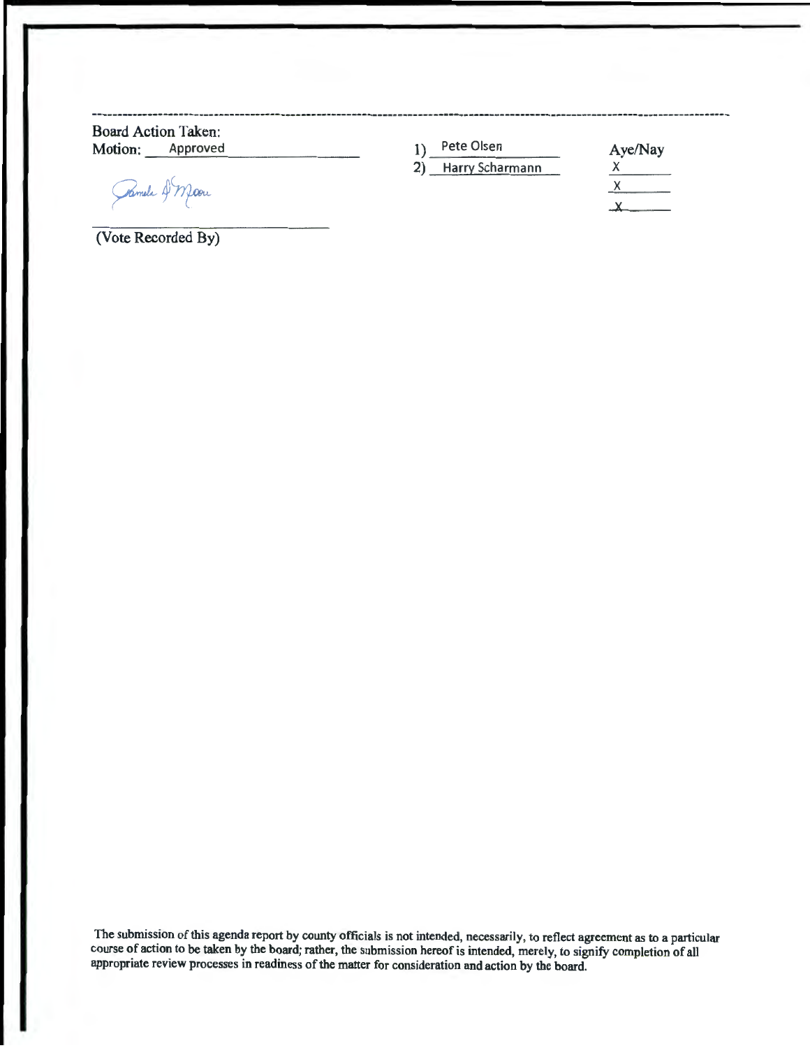Board Action Taken:

Motion: Approved

1) Pete Olsen

2) Harry Scharmann

| Aye/Nay |
|---|
| X |
| X |
| X |

Pamela A Moore

(Vote Recorded By)

The submission of this agenda report by county officials is not intended, necessarily, to reflect agreement as to a particular course of action to be taken by the board; rather, the submission hereof is intended, merely, to signify completion of all appropriate review processes in readiness of the matter for consideration and action by the board.